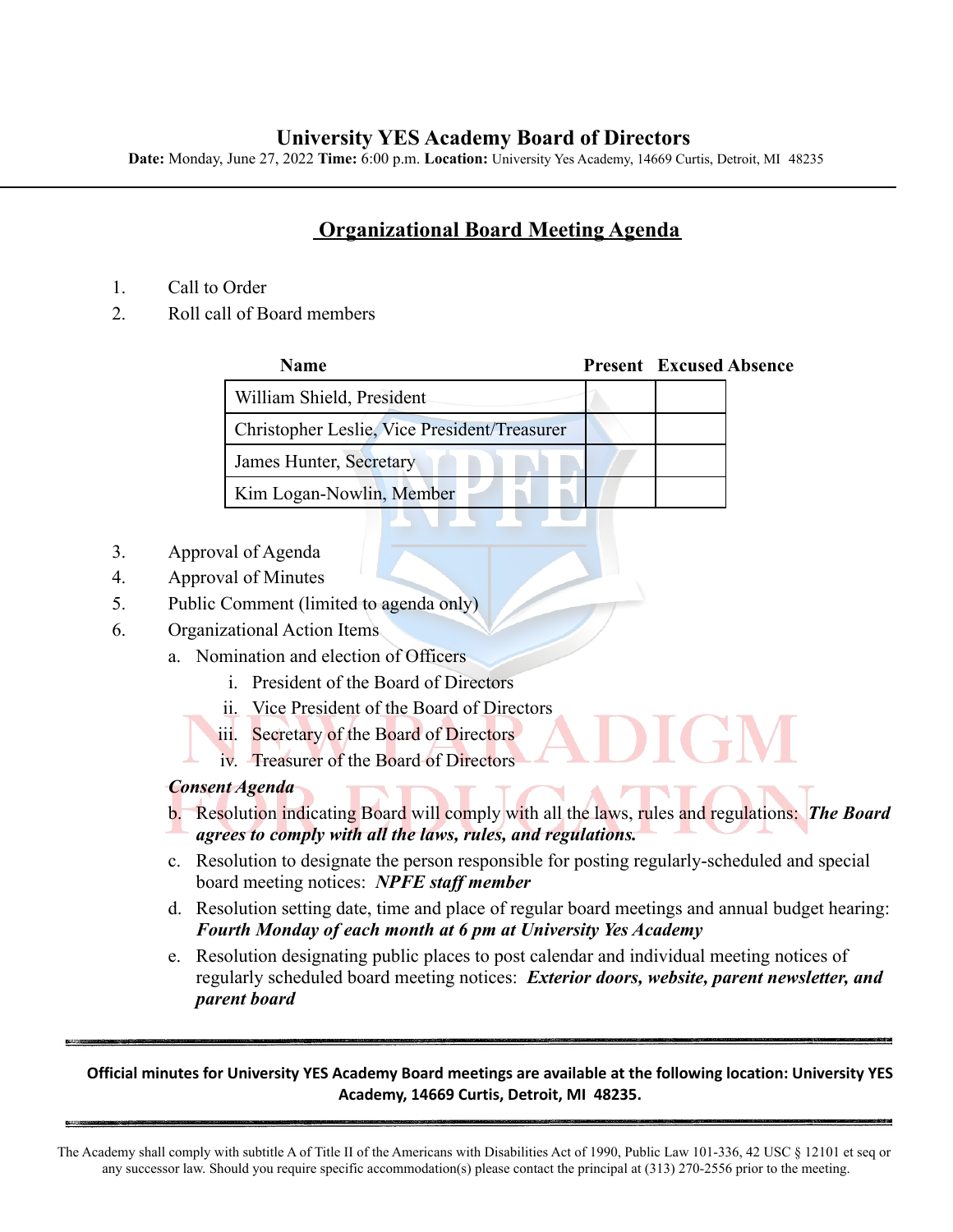# University YES Academy Board of Directors

**Date:** Monday, June 27, 2022 **Time:** 6:00 p.m. **Location:** University Yes Academy, 14669 Curtis, Detroit, MI 48235

## Organizational Board Meeting Agenda

1. Call to Order
2. Roll call of Board members

| Name | Present | Excused Absence |
|---|---|---|
| William Shield, President | | |
| Christopher Leslie, Vice President/Treasurer | | |
| James Hunter, Secretary | | |
| Kim Logan-Nowlin, Member | | |

3. Approval of Agenda
4. Approval of Minutes
5. Public Comment (limited to agenda only)
6. Organizational Action Items
   a. Nomination and election of Officers
      i. President of the Board of Directors
      ii. Vice President of the Board of Directors
      iii. Secretary of the Board of Directors
      iv. Treasurer of the Board of Directors

   ***Consent Agenda***

   b. Resolution indicating Board will comply with all the laws, rules and regulations: ***The Board agrees to comply with all the laws, rules, and regulations.***
   c. Resolution to designate the person responsible for posting regularly-scheduled and special board meeting notices: ***NPFE staff member***
   d. Resolution setting date, time and place of regular board meetings and annual budget hearing: ***Fourth Monday of each month at 6 pm at University Yes Academy***
   e. Resolution designating public places to post calendar and individual meeting notices of regularly scheduled board meeting notices: ***Exterior doors, website, parent newsletter, and parent board***

**Official minutes for University YES Academy Board meetings are available at the following location: University YES Academy, 14669 Curtis, Detroit, MI 48235.**

The Academy shall comply with subtitle A of Title II of the Americans with Disabilities Act of 1990, Public Law 101-336, 42 USC § 12101 et seq or any successor law. Should you require specific accommodation(s) please contact the principal at (313) 270-2556 prior to the meeting.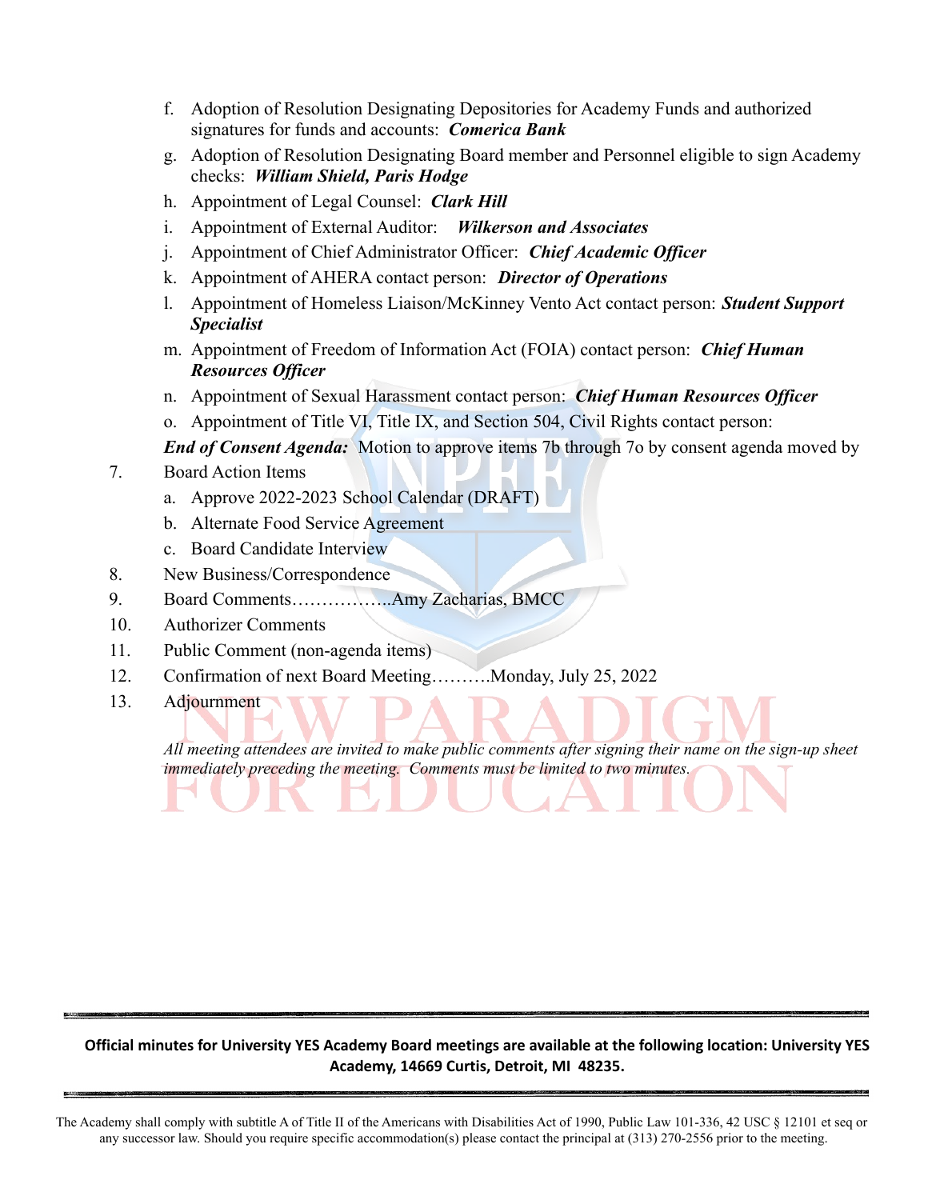f. Adoption of Resolution Designating Depositories for Academy Funds and authorized signatures for funds and accounts: ***Comerica Bank***

g. Adoption of Resolution Designating Board member and Personnel eligible to sign Academy checks: ***William Shield, Paris Hodge***

h. Appointment of Legal Counsel: ***Clark Hill***

i. Appointment of External Auditor: ***Wilkerson and Associates***

j. Appointment of Chief Administrator Officer: ***Chief Academic Officer***

k. Appointment of AHERA contact person: ***Director of Operations***

l. Appointment of Homeless Liaison/McKinney Vento Act contact person: ***Student Support Specialist***

m. Appointment of Freedom of Information Act (FOIA) contact person: ***Chief Human Resources Officer***

n. Appointment of Sexual Harassment contact person: ***Chief Human Resources Officer***

o. Appointment of Title VI, Title IX, and Section 504, Civil Rights contact person:

***End of Consent Agenda:*** Motion to approve items 7b through 7o by consent agenda moved by

7. Board Action Items
   - a. Approve 2022-2023 School Calendar (DRAFT)
   - b. Alternate Food Service Agreement
   - c. Board Candidate Interview
8. New Business/Correspondence
9. Board Comments……………..Amy Zacharias, BMCC
10. Authorizer Comments
11. Public Comment (non-agenda items)
12. Confirmation of next Board Meeting……….Monday, July 25, 2022
13. Adjournment

*All meeting attendees are invited to make public comments after signing their name on the sign-up sheet immediately preceding the meeting. Comments must be limited to two minutes.*

**Official minutes for University YES Academy Board meetings are available at the following location: University YES Academy, 14669 Curtis, Detroit, MI 48235.**

The Academy shall comply with subtitle A of Title II of the Americans with Disabilities Act of 1990, Public Law 101-336, 42 USC § 12101 et seq or any successor law. Should you require specific accommodation(s) please contact the principal at (313) 270-2556 prior to the meeting.